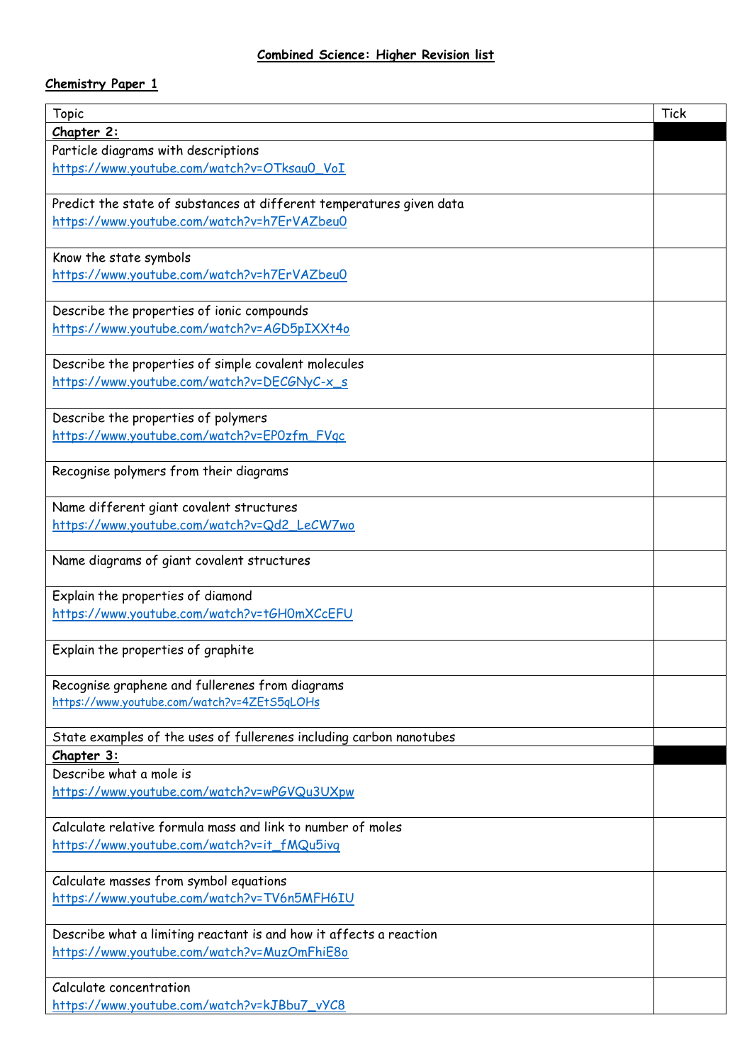# Combined Science: Higher Revision list

## Chemistry Paper 1

| Topic | Tick |
|---|---|
| **Chapter 2:** | |
| Particle diagrams with descriptions<br>https://www.youtube.com/watch?v=OTksau0_VoI | |
| Predict the state of substances at different temperatures given data<br>https://www.youtube.com/watch?v=h7ErVAZbeu0 | |
| Know the state symbols<br>https://www.youtube.com/watch?v=h7ErVAZbeu0 | |
| Describe the properties of ionic compounds<br>https://www.youtube.com/watch?v=AGD5pIXXt4o | |
| Describe the properties of simple covalent molecules<br>https://www.youtube.com/watch?v=DECGNyC-x_s | |
| Describe the properties of polymers<br>https://www.youtube.com/watch?v=EP0zfm_FVqc | |
| Recognise polymers from their diagrams | |
| Name different giant covalent structures<br>https://www.youtube.com/watch?v=Qd2_LeCW7wo | |
| Name diagrams of giant covalent structures | |
| Explain the properties of diamond<br>https://www.youtube.com/watch?v=tGH0mXCcEFU | |
| Explain the properties of graphite | |
| Recognise graphene and fullerenes from diagrams<br>https://www.youtube.com/watch?v=4ZEtS5qLOHs | |
| State examples of the uses of fullerenes including carbon nanotubes | |
| **Chapter 3:** | |
| Describe what a mole is<br>https://www.youtube.com/watch?v=wPGVQu3UXpw | |
| Calculate relative formula mass and link to number of moles<br>https://www.youtube.com/watch?v=it_fMQu5ivq | |
| Calculate masses from symbol equations<br>https://www.youtube.com/watch?v=TV6n5MFH6IU | |
| Describe what a limiting reactant is and how it affects a reaction<br>https://www.youtube.com/watch?v=MuzOmFhiE8o | |
| Calculate concentration<br>https://www.youtube.com/watch?v=kJBbu7_vYC8 | |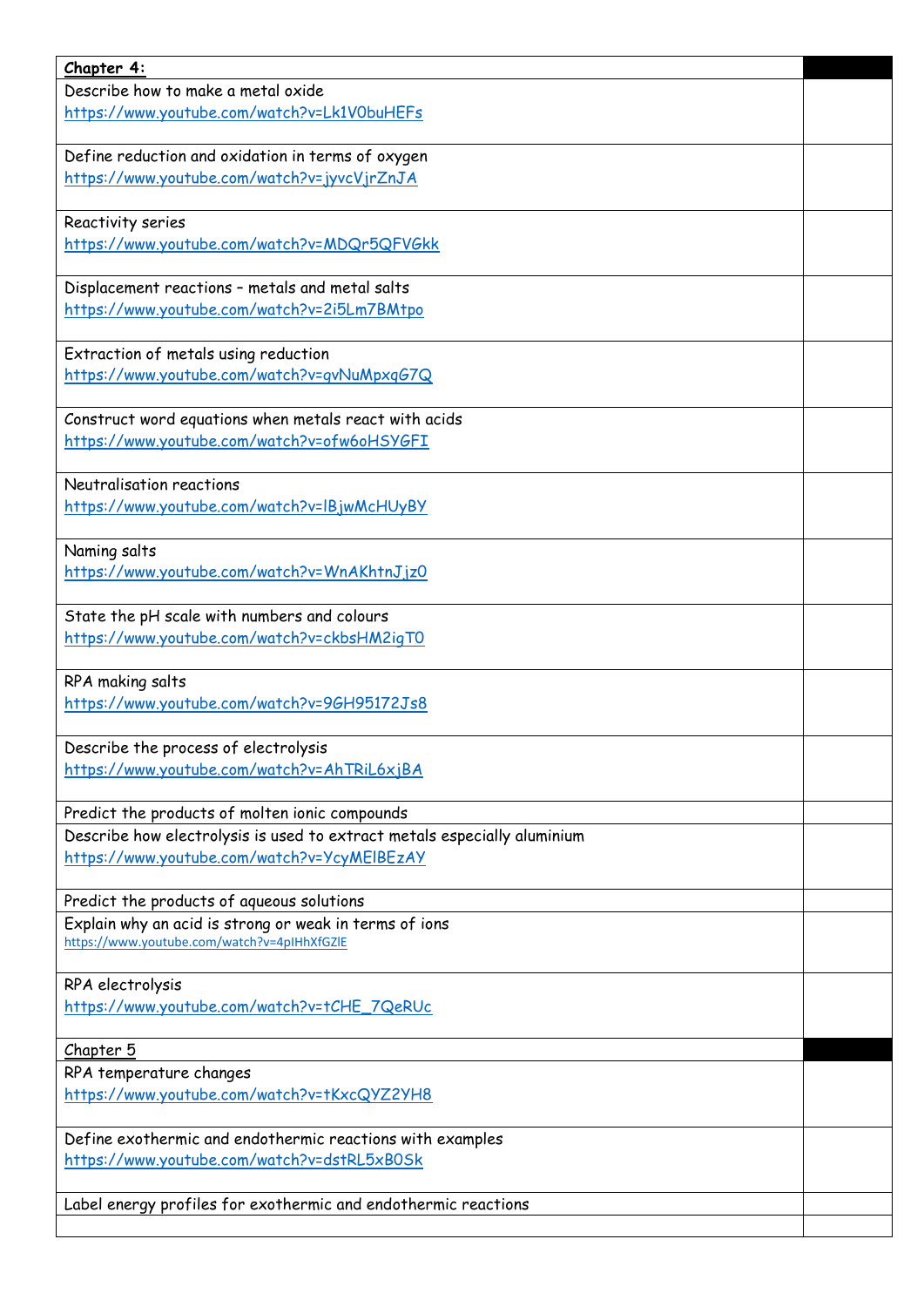| Chapter 4: | |
|---|---|
| Describe how to make a metal oxide<br>https://www.youtube.com/watch?v=Lk1V0buHEFs | |
| Define reduction and oxidation in terms of oxygen<br>https://www.youtube.com/watch?v=jyvcVjrZnJA | |
| Reactivity series<br>https://www.youtube.com/watch?v=MDQr5QFVGkk | |
| Displacement reactions – metals and metal salts<br>https://www.youtube.com/watch?v=2i5Lm7BMtpo | |
| Extraction of metals using reduction<br>https://www.youtube.com/watch?v=gvNuMpxqG7Q | |
| Construct word equations when metals react with acids<br>https://www.youtube.com/watch?v=ofw6oHSYGFI | |
| Neutralisation reactions<br>https://www.youtube.com/watch?v=lBjwMcHUyBY | |
| Naming salts<br>https://www.youtube.com/watch?v=WnAKhtnJjz0 | |
| State the pH scale with numbers and colours<br>https://www.youtube.com/watch?v=ckbsHM2igT0 | |
| RPA making salts<br>https://www.youtube.com/watch?v=9GH95172Js8 | |
| Describe the process of electrolysis<br>https://www.youtube.com/watch?v=AhTRiL6xjBA | |
| Predict the products of molten ionic compounds | |
| Describe how electrolysis is used to extract metals especially aluminium<br>https://www.youtube.com/watch?v=YcyMElBEzAY | |
| Predict the products of aqueous solutions | |
| Explain why an acid is strong or weak in terms of ions<br>https://www.youtube.com/watch?v=4pIHhXfGZlE | |
| RPA electrolysis<br>https://www.youtube.com/watch?v=tCHE_7QeRUc | |
| Chapter 5 | |
| RPA temperature changes<br>https://www.youtube.com/watch?v=tKxcQYZ2YH8 | |
| Define exothermic and endothermic reactions with examples<br>https://www.youtube.com/watch?v=dstRL5xB0Sk | |
| Label energy profiles for exothermic and endothermic reactions | |
| | |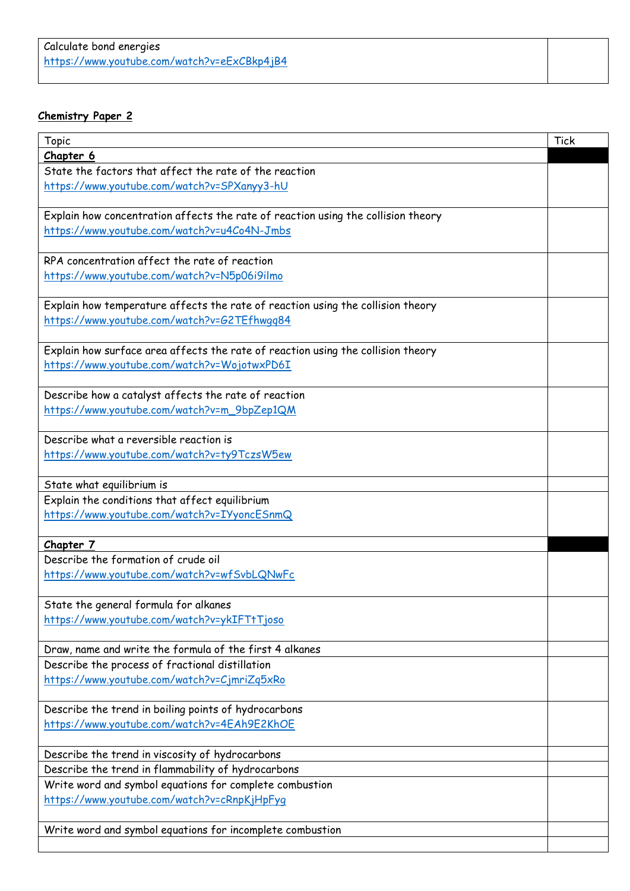| | |
|---|---|
| Calculate bond energies<br>https://www.youtube.com/watch?v=eExCBkp4jB4 | |

**Chemistry Paper 2**

| Topic | Tick |
|---|---|
| **Chapter 6** | |
| State the factors that affect the rate of the reaction<br>https://www.youtube.com/watch?v=SPXanyy3-hU | |
| Explain how concentration affects the rate of reaction using the collision theory<br>https://www.youtube.com/watch?v=u4Co4N-Jmbs | |
| RPA concentration affect the rate of reaction<br>https://www.youtube.com/watch?v=N5p06i9ilmo | |
| Explain how temperature affects the rate of reaction using the collision theory<br>https://www.youtube.com/watch?v=G2TEfhwgq84 | |
| Explain how surface area affects the rate of reaction using the collision theory<br>https://www.youtube.com/watch?v=WojotwxPD6I | |
| Describe how a catalyst affects the rate of reaction<br>https://www.youtube.com/watch?v=m_9bpZep1QM | |
| Describe what a reversible reaction is<br>https://www.youtube.com/watch?v=ty9TczsW5ew | |
| State what equilibrium is | |
| Explain the conditions that affect equilibrium<br>https://www.youtube.com/watch?v=IYyoncESnmQ | |
| **Chapter 7** | |
| Describe the formation of crude oil<br>https://www.youtube.com/watch?v=wfSvbLQNwFc | |
| State the general formula for alkanes<br>https://www.youtube.com/watch?v=ykIFTtTjoso | |
| Draw, name and write the formula of the first 4 alkanes | |
| Describe the process of fractional distillation<br>https://www.youtube.com/watch?v=CjmriZq5xRo | |
| Describe the trend in boiling points of hydrocarbons<br>https://www.youtube.com/watch?v=4EAh9E2KhOE | |
| Describe the trend in viscosity of hydrocarbons | |
| Describe the trend in flammability of hydrocarbons | |
| Write word and symbol equations for complete combustion<br>https://www.youtube.com/watch?v=cRnpKjHpFyg | |
| Write word and symbol equations for incomplete combustion | |
| | |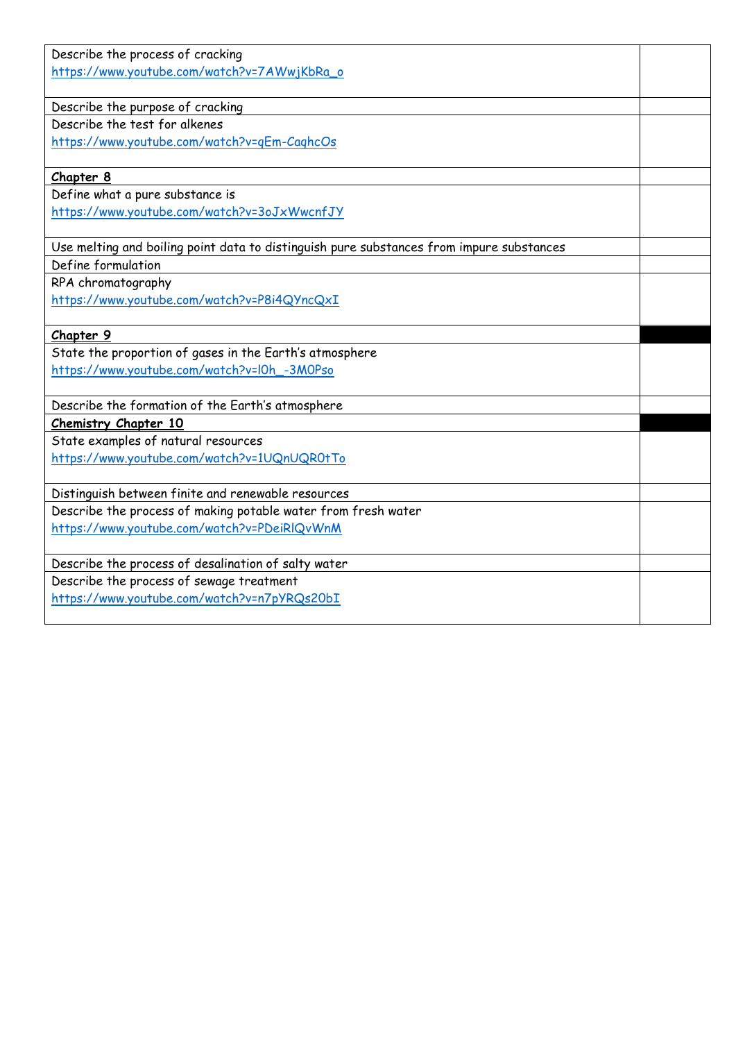| | |
|---|---|
| Describe the process of cracking<br>https://www.youtube.com/watch?v=7AWwjKbRa_o | |
| Describe the purpose of cracking | |
| Describe the test for alkenes<br>https://www.youtube.com/watch?v=qEm-CaqhcOs | |
| **Chapter 8** | |
| Define what a pure substance is<br>https://www.youtube.com/watch?v=3oJxWwcnfJY | |
| Use melting and boiling point data to distinguish pure substances from impure substances | |
| Define formulation | |
| RPA chromatography<br>https://www.youtube.com/watch?v=P8i4QYncQxI | |
| **Chapter 9** | |
| State the proportion of gases in the Earth's atmosphere<br>https://www.youtube.com/watch?v=l0h_-3M0Pso | |
| Describe the formation of the Earth's atmosphere | |
| **Chemistry Chapter 10** | |
| State examples of natural resources<br>https://www.youtube.com/watch?v=1UQnUQR0tTo | |
| Distinguish between finite and renewable resources | |
| Describe the process of making potable water from fresh water<br>https://www.youtube.com/watch?v=PDeiRlQvWnM | |
| Describe the process of desalination of salty water | |
| Describe the process of sewage treatment<br>https://www.youtube.com/watch?v=n7pYRQs20bI | |